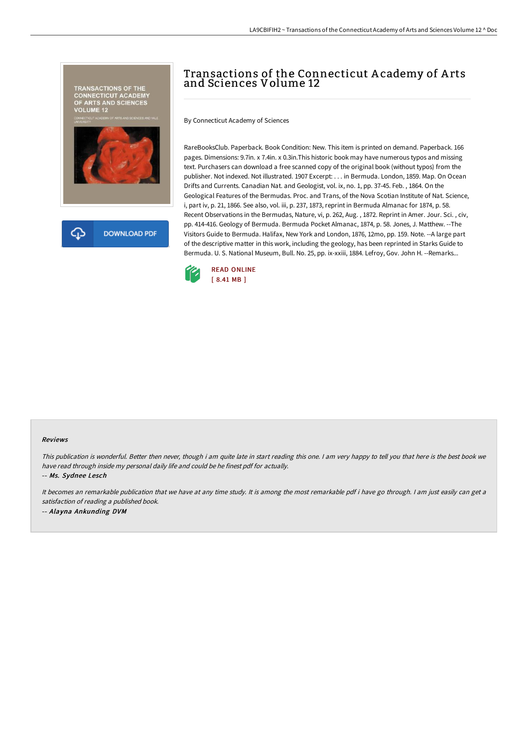# Transactions of the Connecticut Academy of Arts and Sciences Volume 12

By Connecticut Academy of Sciences

RareBooksClub. Paperback. Book Condition: New. This item is printed on demand. Paperback. 166 pages. Dimensions: 9.7in. x 7.4in. x 0.3in.This historic book may have numerous typos and missing text. Purchasers can download a free scanned copy of the original book (without typos) from the publisher. Not indexed. Not illustrated. 1907 Excerpt: . . . in Bermuda. London, 1859. Map. On Ocean Drifts and Currents. Canadian Nat. and Geologist, vol. ix, no. 1, pp. 37-45. Feb. , 1864. On the Geological Features of the Bermudas. Proc. and Trans, of the Nova Scotian Institute of Nat. Science, i, part iv, p. 21, 1866. See also, vol. iii, p. 237, 1873, reprint in Bermuda Almanac for 1874, p. 58. Recent Observations in the Bermudas, Nature, vi, p. 262, Aug. , 1872. Reprint in Amer. Jour. Sci. , civ, pp. 414-416. Geology of Bermuda. Bermuda Pocket Almanac, 1874, p. 58. Jones, J. Matthew. --The Visitors Guide to Bermuda. Halifax, New York and London, 1876, 12mo, pp. 159. Note. --A large part of the descriptive matter in this work, including the geology, has been reprinted in Starks Guide to Bermuda. U. S. National Museum, Bull. No. 25, pp. ix-xxiii, 1884. Lefroy, Gov. John H. --Remarks...

READ ONLINE
[ 8.41 MB ]

### Reviews

*This publication is wonderful. Better then never, though i am quite late in start reading this one. I am very happy to tell you that here is the best book we have read through inside my personal daily life and could be he finest pdf for actually.*

-- *Ms. Sydnee Lesch*

*It becomes an remarkable publication that we have at any time study. It is among the most remarkable pdf i have go through. I am just easily can get a satisfaction of reading a published book.*

-- *Alayna Ankunding DVM*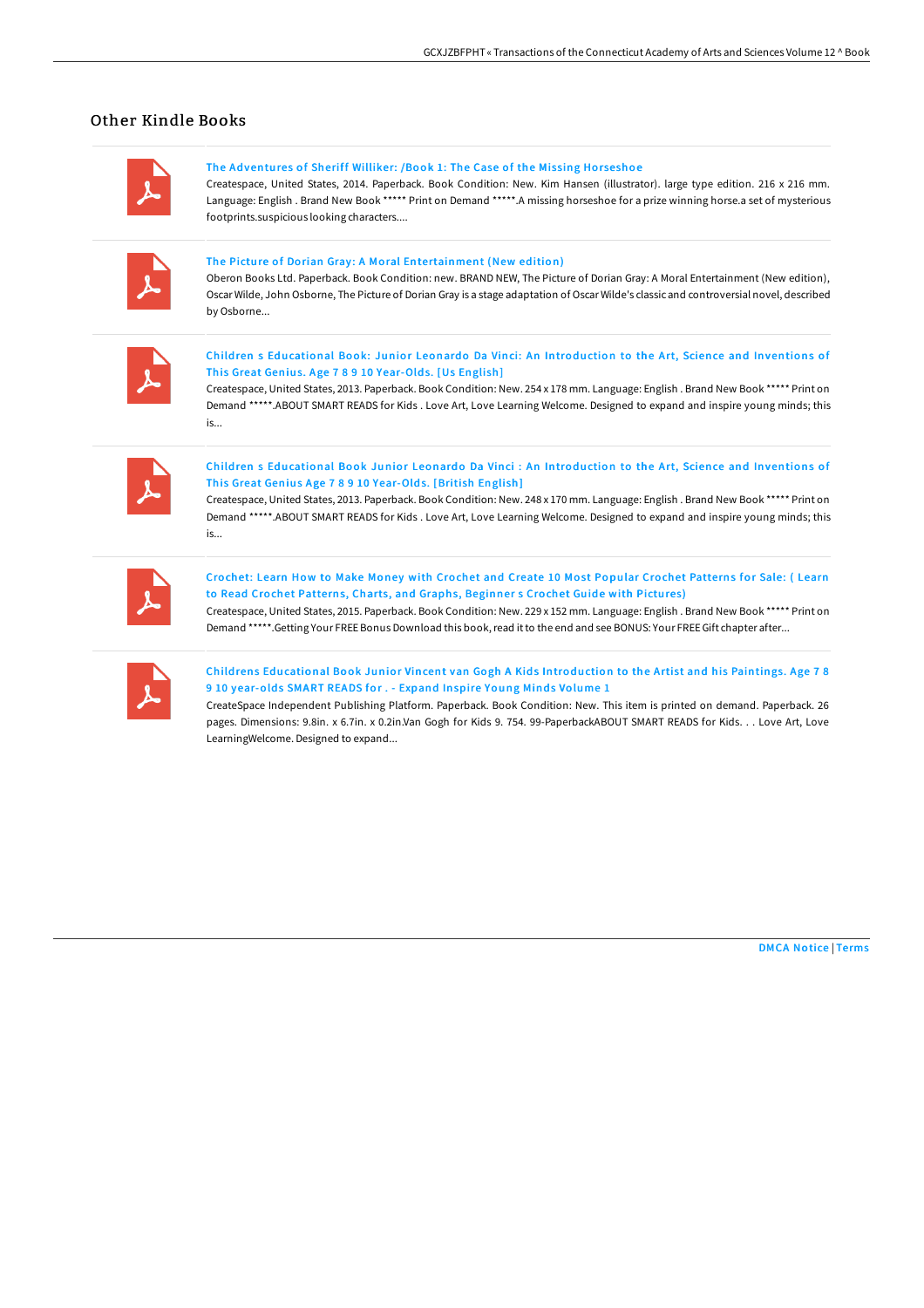## Other Kindle Books

**The Adventures of Sheriff Williker: /Book 1: The Case of the Missing Horseshoe**

Createspace, United States, 2014. Paperback. Book Condition: New. Kim Hansen (illustrator). large type edition. 216 x 216 mm. Language: English . Brand New Book ***** Print on Demand *****.A missing horseshoe for a prize winning horse.a set of mysterious footprints.suspicious looking characters....

**The Picture of Dorian Gray: A Moral Entertainment (New edition)**

Oberon Books Ltd. Paperback. Book Condition: new. BRAND NEW, The Picture of Dorian Gray: A Moral Entertainment (New edition), Oscar Wilde, John Osborne, The Picture of Dorian Gray is a stage adaptation of Oscar Wilde's classic and controversial novel, described by Osborne...

**Children s Educational Book: Junior Leonardo Da Vinci: An Introduction to the Art, Science and Inventions of This Great Genius. Age 7 8 9 10 Year-Olds. [Us English]**

Createspace, United States, 2013. Paperback. Book Condition: New. 254 x 178 mm. Language: English . Brand New Book ***** Print on Demand *****.ABOUT SMART READS for Kids . Love Art, Love Learning Welcome. Designed to expand and inspire young minds; this is...

**Children s Educational Book Junior Leonardo Da Vinci : An Introduction to the Art, Science and Inventions of This Great Genius Age 7 8 9 10 Year-Olds. [British English]**

Createspace, United States, 2013. Paperback. Book Condition: New. 248 x 170 mm. Language: English . Brand New Book ***** Print on Demand *****.ABOUT SMART READS for Kids . Love Art, Love Learning Welcome. Designed to expand and inspire young minds; this is...

**Crochet: Learn How to Make Money with Crochet and Create 10 Most Popular Crochet Patterns for Sale: ( Learn to Read Crochet Patterns, Charts, and Graphs, Beginner s Crochet Guide with Pictures)**

Createspace, United States, 2015. Paperback. Book Condition: New. 229 x 152 mm. Language: English . Brand New Book ***** Print on Demand *****.Getting Your FREE Bonus Download this book, read it to the end and see BONUS: Your FREE Gift chapter after...

**Childrens Educational Book Junior Vincent van Gogh A Kids Introduction to the Artist and his Paintings. Age 7 8 9 10 year-olds SMART READS for . - Expand Inspire Young Minds Volume 1**

CreateSpace Independent Publishing Platform. Paperback. Book Condition: New. This item is printed on demand. Paperback. 26 pages. Dimensions: 9.8in. x 6.7in. x 0.2in.Van Gogh for Kids 9. 754. 99-PaperbackABOUT SMART READS for Kids. . . Love Art, Love LearningWelcome. Designed to expand...